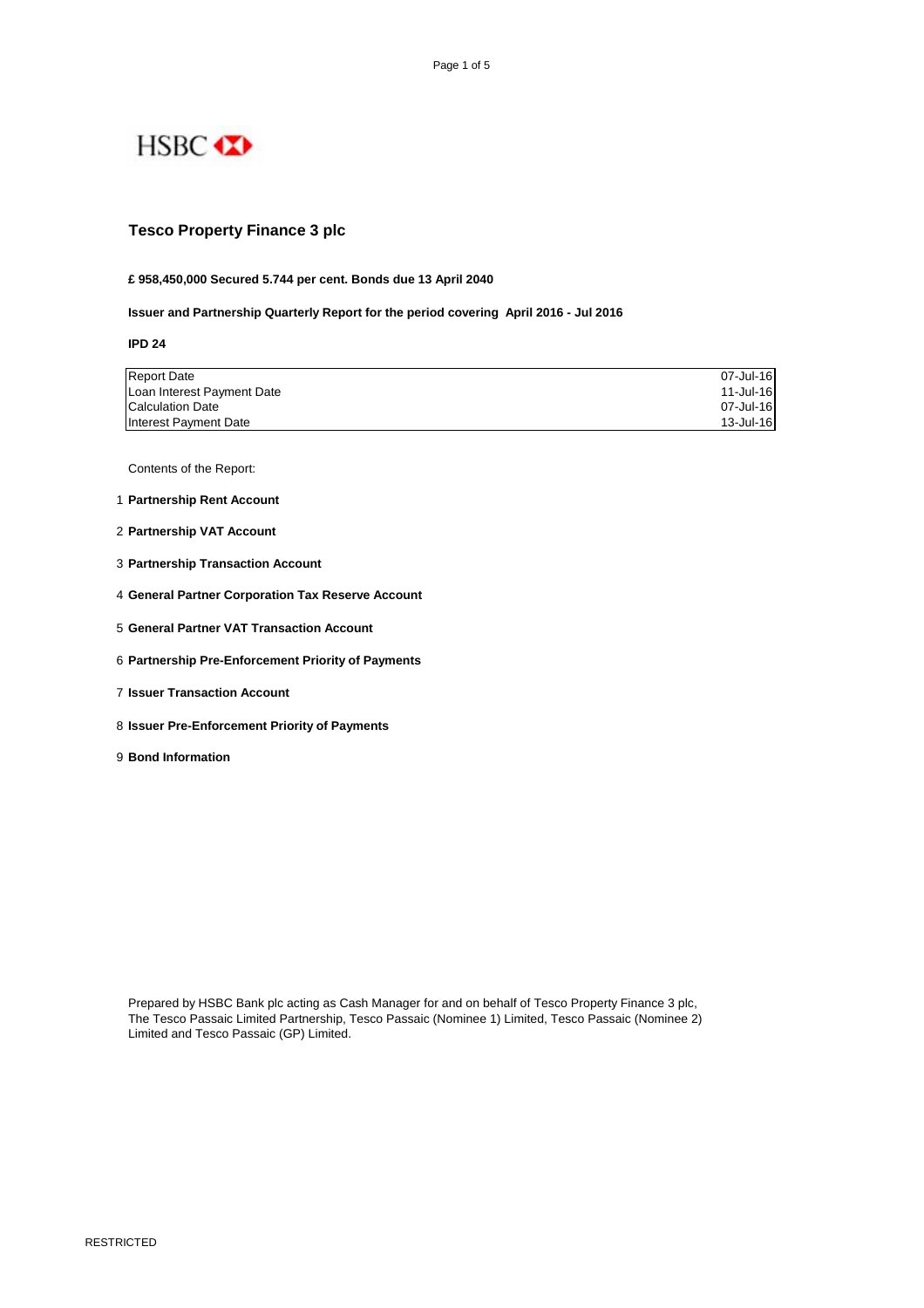HSBC

# Tesco Property Finance 3 plc

**£ 958,450,000 Secured 5.744 per cent. Bonds due 13 April 2040**

**Issuer and Partnership Quarterly Report for the period covering April 2016 - Jul 2016**

**IPD 24**

| | |
|---|---|
| Report Date | 07-Jul-16 |
| Loan Interest Payment Date | 11-Jul-16 |
| Calculation Date | 07-Jul-16 |
| Interest Payment Date | 13-Jul-16 |

Contents of the Report:

1. **Partnership Rent Account**
2. **Partnership VAT Account**
3. **Partnership Transaction Account**
4. **General Partner Corporation Tax Reserve Account**
5. **General Partner VAT Transaction Account**
6. **Partnership Pre-Enforcement Priority of Payments**
7. **Issuer Transaction Account**
8. **Issuer Pre-Enforcement Priority of Payments**
9. **Bond Information**

Prepared by HSBC Bank plc acting as Cash Manager for and on behalf of Tesco Property Finance 3 plc, The Tesco Passaic Limited Partnership, Tesco Passaic (Nominee 1) Limited, Tesco Passaic (Nominee 2) Limited and Tesco Passaic (GP) Limited.

RESTRICTED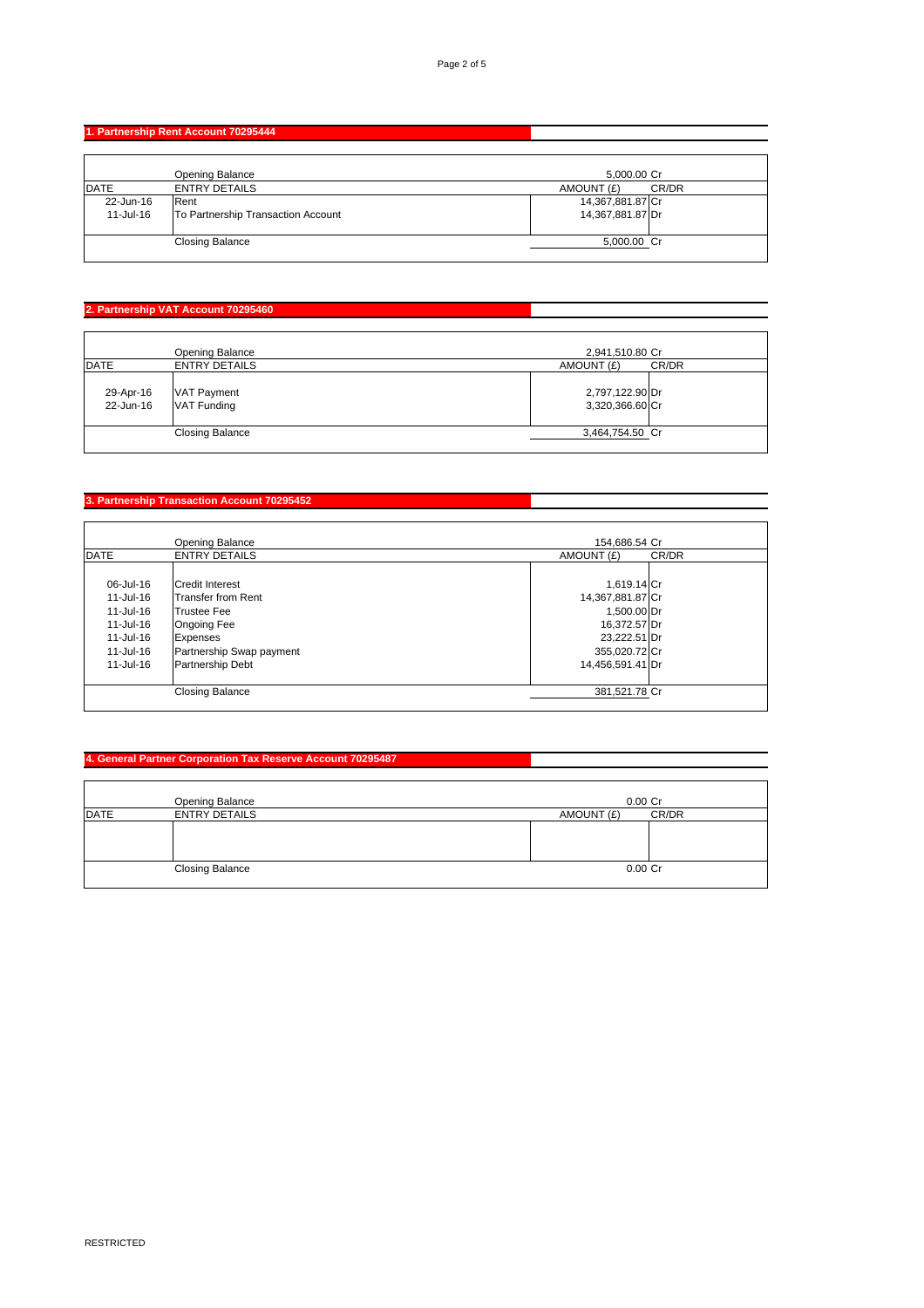## 1. Partnership Rent Account 70295444

| DATE | ENTRY DETAILS | AMOUNT (£) | CR/DR |
|---|---|---|---|
| | Opening Balance | 5,000.00 | Cr |
| 22-Jun-16 | Rent | 14,367,881.87 | Cr |
| 11-Jul-16 | To Partnership Transaction Account | 14,367,881.87 | Dr |
| | Closing Balance | 5,000.00 | Cr |

## 2. Partnership VAT Account 70295460

| DATE | ENTRY DETAILS | AMOUNT (£) | CR/DR |
|---|---|---|---|
| | Opening Balance | 2,941,510.80 | Cr |
| 29-Apr-16 | VAT Payment | 2,797,122.90 | Dr |
| 22-Jun-16 | VAT Funding | 3,320,366.60 | Cr |
| | Closing Balance | 3,464,754.50 | Cr |

## 3. Partnership Transaction Account 70295452

| DATE | ENTRY DETAILS | AMOUNT (£) | CR/DR |
|---|---|---|---|
| | Opening Balance | 154,686.54 | Cr |
| 06-Jul-16 | Credit Interest | 1,619.14 | Cr |
| 11-Jul-16 | Transfer from Rent | 14,367,881.87 | Cr |
| 11-Jul-16 | Trustee Fee | 1,500.00 | Dr |
| 11-Jul-16 | Ongoing Fee | 16,372.57 | Dr |
| 11-Jul-16 | Expenses | 23,222.51 | Dr |
| 11-Jul-16 | Partnership Swap payment | 355,020.72 | Cr |
| 11-Jul-16 | Partnership Debt | 14,456,591.41 | Dr |
| | Closing Balance | 381,521.78 | Cr |

## 4. General Partner Corporation Tax Reserve Account 70295487

| DATE | ENTRY DETAILS | AMOUNT (£) | CR/DR |
|---|---|---|---|
| | Opening Balance | 0.00 | Cr |
| | | | |
| | Closing Balance | 0.00 | Cr |

RESTRICTED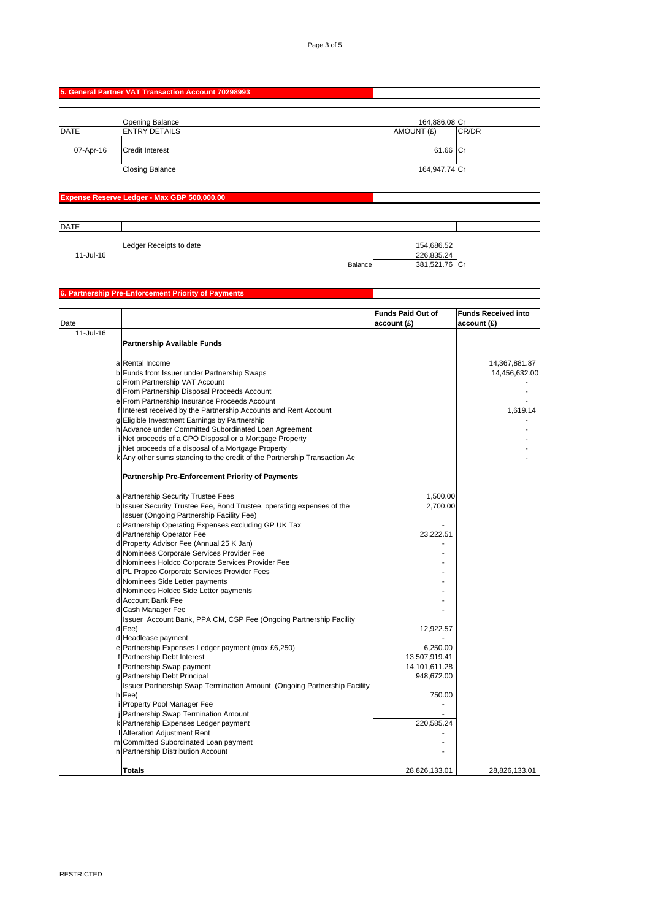## 5. General Partner VAT Transaction Account 70298993

| DATE | ENTRY DETAILS | AMOUNT (£) | CR/DR |
|---|---|---|---|
| | Opening Balance | 164,886.08 | Cr |
| 07-Apr-16 | Credit Interest | 61.66 | Cr |
| | Closing Balance | 164,947.74 | Cr |

## Expense Reserve Ledger - Max GBP 500,000.00

| DATE | | | |
|---|---|---|---|
| | Ledger Receipts to date | 154,686.52 | |
| 11-Jul-16 | | 226,835.24 | |
| | Balance | 381,521.76 | Cr |

## 6. Partnership Pre-Enforcement Priority of Payments

| Date | | | Funds Paid Out of account (£) | Funds Received into account (£) |
|---|---|---|---|---|
| 11-Jul-16 | | **Partnership Available Funds** | | |
| | a | Rental Income | | 14,367,881.87 |
| | b | Funds from Issuer under Partnership Swaps | | 14,456,632.00 |
| | c | From Partnership VAT Account | | - |
| | d | From Partnership Disposal Proceeds Account | | - |
| | e | From Partnership Insurance Proceeds Account | | - |
| | f | Interest received by the Partnership Accounts and Rent Account | | 1,619.14 |
| | g | Eligible Investment Earnings by Partnership | | - |
| | h | Advance under Committed Subordinated Loan Agreement | | - |
| | i | Net proceeds of a CPO Disposal or a Mortgage Property | | - |
| | j | Net proceeds of a disposal of a Mortgage Property | | - |
| | k | Any other sums standing to the credit of the Partnership Transaction Ac | | - |
| | | **Partnership Pre-Enforcement Priority of Payments** | | |
| | a | Partnership Security Trustee Fees | 1,500.00 | |
| | b | Issuer Security Trustee Fee, Bond Trustee, operating expenses of the Issuer (Ongoing Partnership Facility Fee) | 2,700.00 | |
| | c | Partnership Operating Expenses excluding GP UK Tax | - | |
| | d | Partnership Operator Fee | 23,222.51 | |
| | d | Property Advisor Fee (Annual 25 K Jan) | - | |
| | d | Nominees Corporate Services Provider Fee | - | |
| | d | Nominees Holdco Corporate Services Provider Fee | - | |
| | d | PL Propco Corporate Services Provider Fees | - | |
| | d | Nominees Side Letter payments | - | |
| | d | Nominees Holdco Side Letter payments | - | |
| | d | Account Bank Fee | - | |
| | d | Cash Manager Fee | - | |
| | d | Issuer Account Bank, PPA CM, CSP Fee (Ongoing Partnership Facility Fee) | 12,922.57 | |
| | d | Headlease payment | - | |
| | e | Partnership Expenses Ledger payment (max £6,250) | 6,250.00 | |
| | f | Partnership Debt Interest | 13,507,919.41 | |
| | f | Partnership Swap payment | 14,101,611.28 | |
| | g | Partnership Debt Principal | 948,672.00 | |
| | h | Issuer Partnership Swap Termination Amount (Ongoing Partnership Facility Fee) | 750.00 | |
| | i | Property Pool Manager Fee | - | |
| | j | Partnership Swap Termination Amount | - | |
| | k | Partnership Expenses Ledger payment | 220,585.24 | |
| | l | Alteration Adjustment Rent | - | |
| | m | Committed Subordinated Loan payment | - | |
| | n | Partnership Distribution Account | - | |
| | | **Totals** | 28,826,133.01 | 28,826,133.01 |

RESTRICTED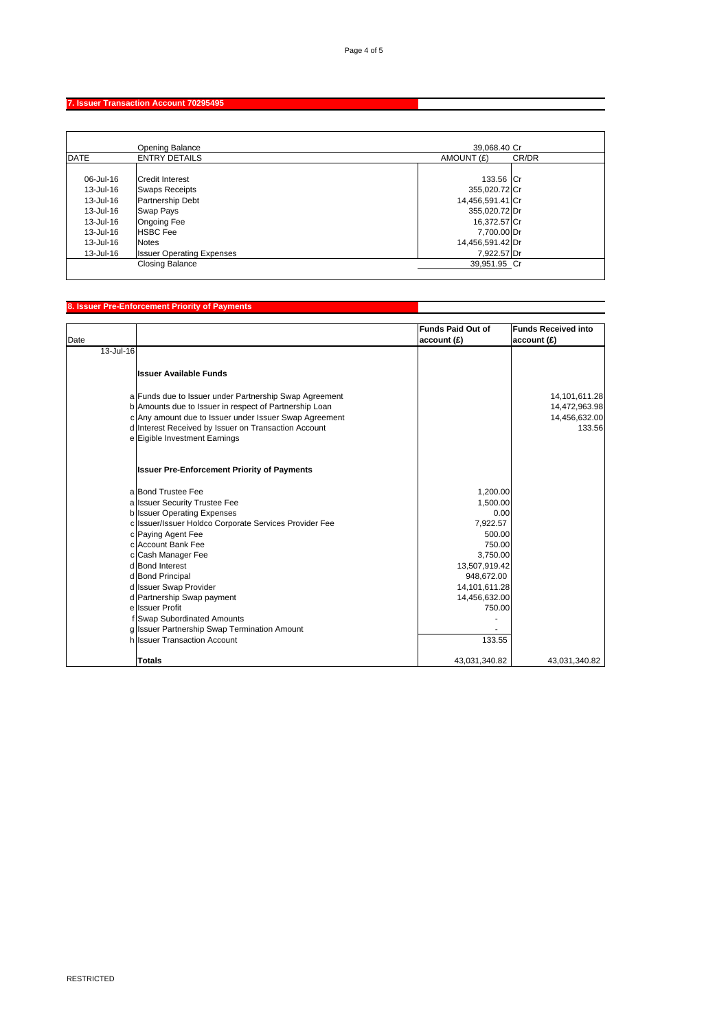## 7. Issuer Transaction Account 70295495

| DATE | ENTRY DETAILS | AMOUNT (£) | CR/DR |
|---|---|---|---|
| | Opening Balance | 39,068.40 | Cr |
| 06-Jul-16 | Credit Interest | 133.56 | Cr |
| 13-Jul-16 | Swaps Receipts | 355,020.72 | Cr |
| 13-Jul-16 | Partnership Debt | 14,456,591.41 | Cr |
| 13-Jul-16 | Swap Pays | 355,020.72 | Dr |
| 13-Jul-16 | Ongoing Fee | 16,372.57 | Cr |
| 13-Jul-16 | HSBC Fee | 7,700.00 | Dr |
| 13-Jul-16 | Notes | 14,456,591.42 | Dr |
| 13-Jul-16 | Issuer Operating Expenses | 7,922.57 | Dr |
| | Closing Balance | 39,951.95 | Cr |

## 8. Issuer Pre-Enforcement Priority of Payments

| Date | | | Funds Paid Out of account (£) | Funds Received into account (£) |
|---|---|---|---|---|
| 13-Jul-16 | | | | |
| | | **Issuer Available Funds** | | |
| | a | Funds due to Issuer under Partnership Swap Agreement | | 14,101,611.28 |
| | b | Amounts due to Issuer in respect of Partnership Loan | | 14,472,963.98 |
| | c | Any amount due to Issuer under Issuer Swap Agreement | | 14,456,632.00 |
| | d | Interest Received by Issuer on Transaction Account | | 133.56 |
| | e | Eigible Investment Earnings | | |
| | | **Issuer Pre-Enforcement Priority of Payments** | | |
| | a | Bond Trustee Fee | 1,200.00 | |
| | a | Issuer Security Trustee Fee | 1,500.00 | |
| | b | Issuer Operating Expenses | 0.00 | |
| | c | Issuer/Issuer Holdco Corporate Services Provider Fee | 7,922.57 | |
| | c | Paying Agent Fee | 500.00 | |
| | c | Account Bank Fee | 750.00 | |
| | c | Cash Manager Fee | 3,750.00 | |
| | d | Bond Interest | 13,507,919.42 | |
| | d | Bond Principal | 948,672.00 | |
| | d | Issuer Swap Provider | 14,101,611.28 | |
| | d | Partnership Swap payment | 14,456,632.00 | |
| | e | Issuer Profit | 750.00 | |
| | f | Swap Subordinated Amounts | - | |
| | g | Issuer Partnership Swap Termination Amount | - | |
| | h | Issuer Transaction Account | 133.55 | |
| | | **Totals** | 43,031,340.82 | 43,031,340.82 |

RESTRICTED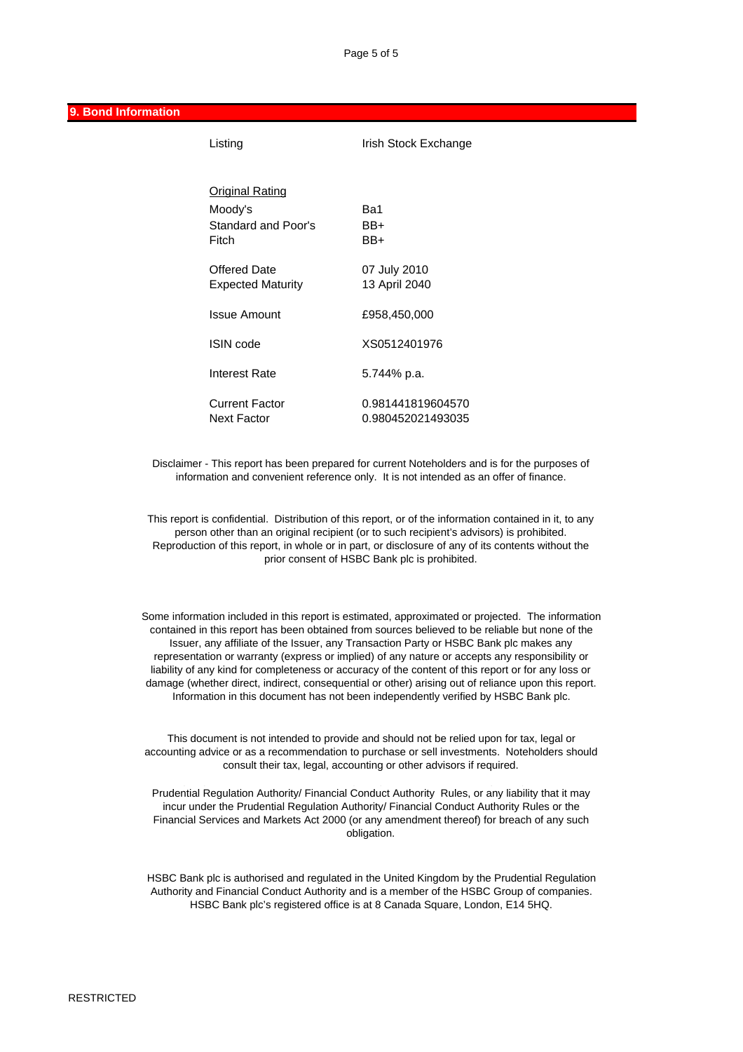## 9. Bond Information

| | |
|---|---|
| Listing | Irish Stock Exchange |
| <u>Original Rating</u> | |
| Moody's | Ba1 |
| Standard and Poor's | BB+ |
| Fitch | BB+ |
| Offered Date | 07 July 2010 |
| Expected Maturity | 13 April 2040 |
| Issue Amount | £958,450,000 |
| ISIN code | XS0512401976 |
| Interest Rate | 5.744% p.a. |
| Current Factor | 0.981441819604570 |
| Next Factor | 0.980452021493035 |

Disclaimer - This report has been prepared for current Noteholders and is for the purposes of information and convenient reference only. It is not intended as an offer of finance.

This report is confidential. Distribution of this report, or of the information contained in it, to any person other than an original recipient (or to such recipient's advisors) is prohibited. Reproduction of this report, in whole or in part, or disclosure of any of its contents without the prior consent of HSBC Bank plc is prohibited.

Some information included in this report is estimated, approximated or projected. The information contained in this report has been obtained from sources believed to be reliable but none of the Issuer, any affiliate of the Issuer, any Transaction Party or HSBC Bank plc makes any representation or warranty (express or implied) of any nature or accepts any responsibility or liability of any kind for completeness or accuracy of the content of this report or for any loss or damage (whether direct, indirect, consequential or other) arising out of reliance upon this report. Information in this document has not been independently verified by HSBC Bank plc.

This document is not intended to provide and should not be relied upon for tax, legal or accounting advice or as a recommendation to purchase or sell investments. Noteholders should consult their tax, legal, accounting or other advisors if required.

Prudential Regulation Authority/ Financial Conduct Authority Rules, or any liability that it may incur under the Prudential Regulation Authority/ Financial Conduct Authority Rules or the Financial Services and Markets Act 2000 (or any amendment thereof) for breach of any such obligation.

HSBC Bank plc is authorised and regulated in the United Kingdom by the Prudential Regulation Authority and Financial Conduct Authority and is a member of the HSBC Group of companies. HSBC Bank plc's registered office is at 8 Canada Square, London, E14 5HQ.

RESTRICTED